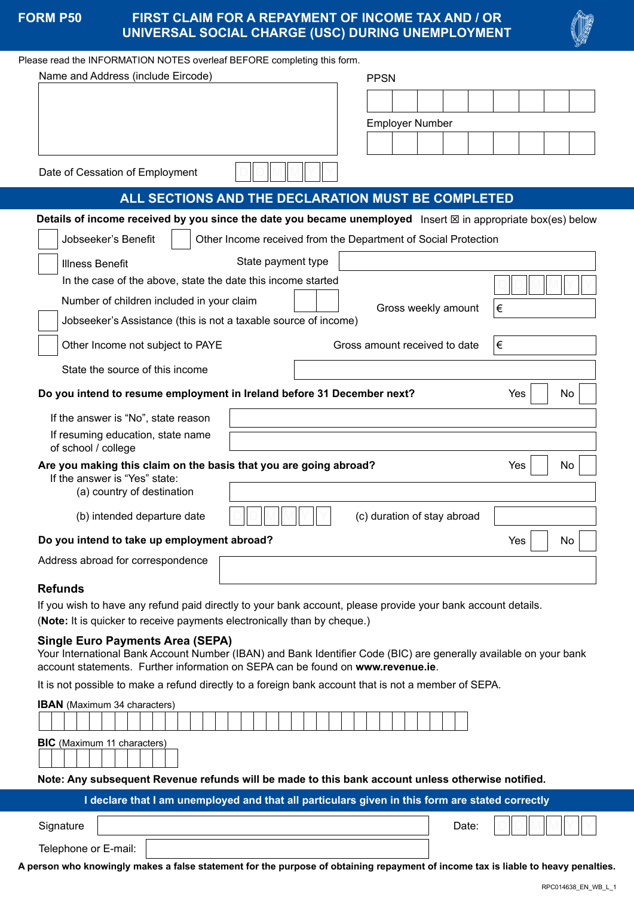# FORM P50 — FIRST CLAIM FOR A REPAYMENT OF INCOME TAX AND / OR UNIVERSAL SOCIAL CHARGE (USC) DURING UNEMPLOYMENT

Please read the INFORMATION NOTES overleaf BEFORE completing this form.

Name and Address (include Eircode)

PPSN

Employer Number

Date of Cessation of Employment D D M M Y Y

## ALL SECTIONS AND THE DECLARATION MUST BE COMPLETED

**Details of income received by you since the date you became unemployed** Insert ☒ in appropriate box(es) below

☐ Jobseeker's Benefit ☐ Other Income received from the Department of Social Protection

☐ Illness Benefit State payment type

In the case of the above, state the date this income started D D M M Y Y

Number of children included in your claim

Gross weekly amount €

☐ Jobseeker's Assistance (this is not a taxable source of income)

☐ Other Income not subject to PAYE Gross amount received to date €

State the source of this income

**Do you intend to resume employment in Ireland before 31 December next?** Yes ☐ No ☐

If the answer is "No", state reason

If resuming education, state name of school / college

**Are you making this claim on the basis that you are going abroad?** Yes ☐ No ☐

If the answer is "Yes" state:

(a) country of destination

(b) intended departure date D D M M Y Y (c) duration of stay abroad

**Do you intend to take up employment abroad?** Yes ☐ No ☐

Address abroad for correspondence

### Refunds

If you wish to have any refund paid directly to your bank account, please provide your bank account details.

(**Note:** It is quicker to receive payments electronically than by cheque.)

### Single Euro Payments Area (SEPA)

Your International Bank Account Number (IBAN) and Bank Identifier Code (BIC) are generally available on your bank account statements. Further information on SEPA can be found on **www.revenue.ie**.

It is not possible to make a refund directly to a foreign bank account that is not a member of SEPA.

**IBAN** (Maximum 34 characters)

**BIC** (Maximum 11 characters)

**Note: Any subsequent Revenue refunds will be made to this bank account unless otherwise notified.**

**I declare that I am unemployed and that all particulars given in this form are stated correctly**

Signature Date: D D M M Y Y

Telephone or E-mail:

**A person who knowingly makes a false statement for the purpose of obtaining repayment of income tax is liable to heavy penalties.**

RPC014638_EN_WB_L_1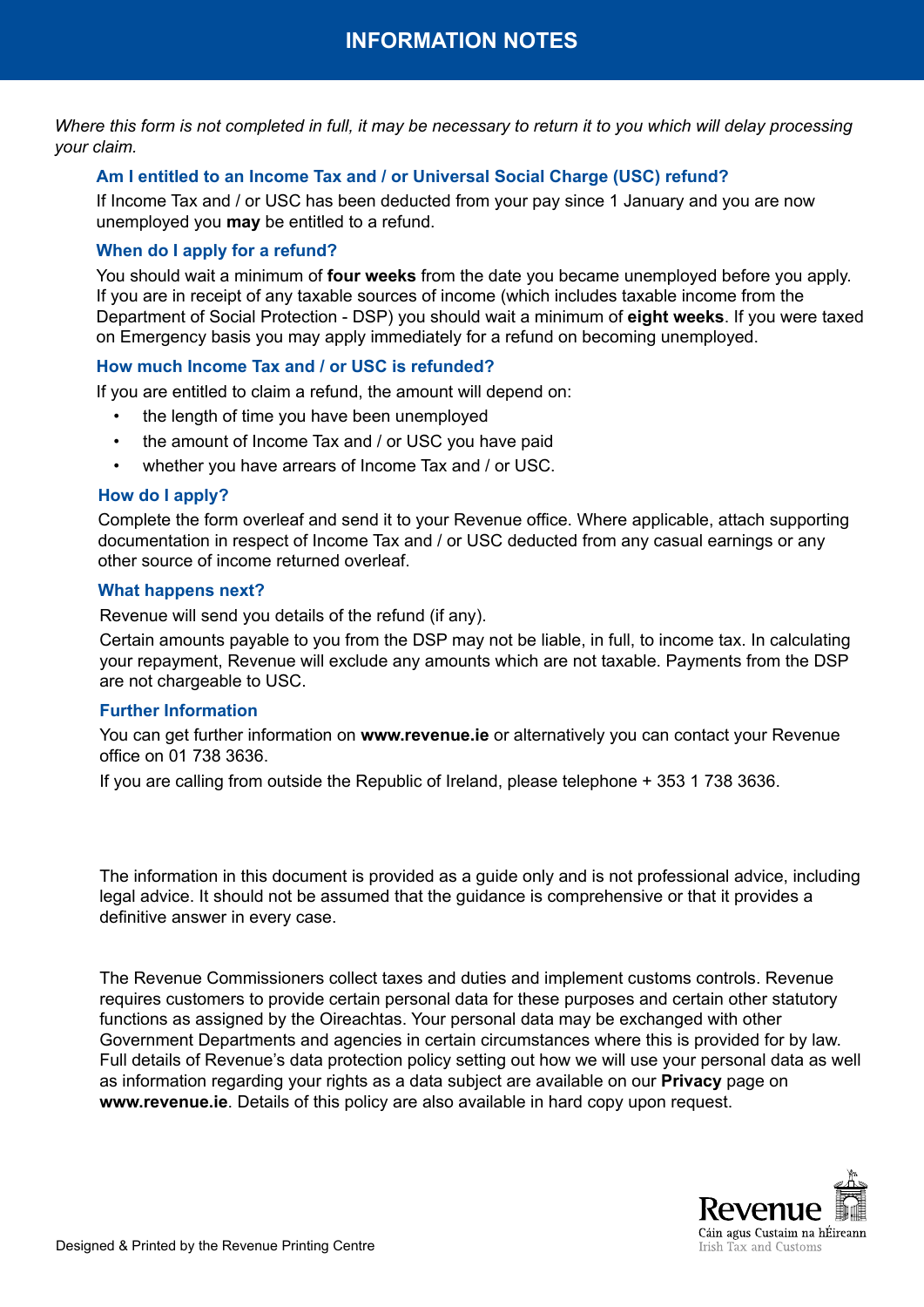# INFORMATION NOTES

*Where this form is not completed in full, it may be necessary to return it to you which will delay processing your claim.*

### Am I entitled to an Income Tax and / or Universal Social Charge (USC) refund?

If Income Tax and / or USC has been deducted from your pay since 1 January and you are now unemployed you **may** be entitled to a refund.

### When do I apply for a refund?

You should wait a minimum of **four weeks** from the date you became unemployed before you apply. If you are in receipt of any taxable sources of income (which includes taxable income from the Department of Social Protection - DSP) you should wait a minimum of **eight weeks**. If you were taxed on Emergency basis you may apply immediately for a refund on becoming unemployed.

### How much Income Tax and / or USC is refunded?

If you are entitled to claim a refund, the amount will depend on:

- the length of time you have been unemployed
- the amount of Income Tax and / or USC you have paid
- whether you have arrears of Income Tax and / or USC.

### How do I apply?

Complete the form overleaf and send it to your Revenue office. Where applicable, attach supporting documentation in respect of Income Tax and / or USC deducted from any casual earnings or any other source of income returned overleaf.

### What happens next?

Revenue will send you details of the refund (if any).

Certain amounts payable to you from the DSP may not be liable, in full, to income tax. In calculating your repayment, Revenue will exclude any amounts which are not taxable. Payments from the DSP are not chargeable to USC.

### Further Information

You can get further information on **www.revenue.ie** or alternatively you can contact your Revenue office on 01 738 3636.

If you are calling from outside the Republic of Ireland, please telephone + 353 1 738 3636.

The information in this document is provided as a guide only and is not professional advice, including legal advice. It should not be assumed that the guidance is comprehensive or that it provides a definitive answer in every case.

The Revenue Commissioners collect taxes and duties and implement customs controls. Revenue requires customers to provide certain personal data for these purposes and certain other statutory functions as assigned by the Oireachtas. Your personal data may be exchanged with other Government Departments and agencies in certain circumstances where this is provided for by law. Full details of Revenue's data protection policy setting out how we will use your personal data as well as information regarding your rights as a data subject are available on our **Privacy** page on **www.revenue.ie**. Details of this policy are also available in hard copy upon request.

Designed & Printed by the Revenue Printing Centre

Revenue
Cáin agus Custaim na hÉireann
Irish Tax and Customs